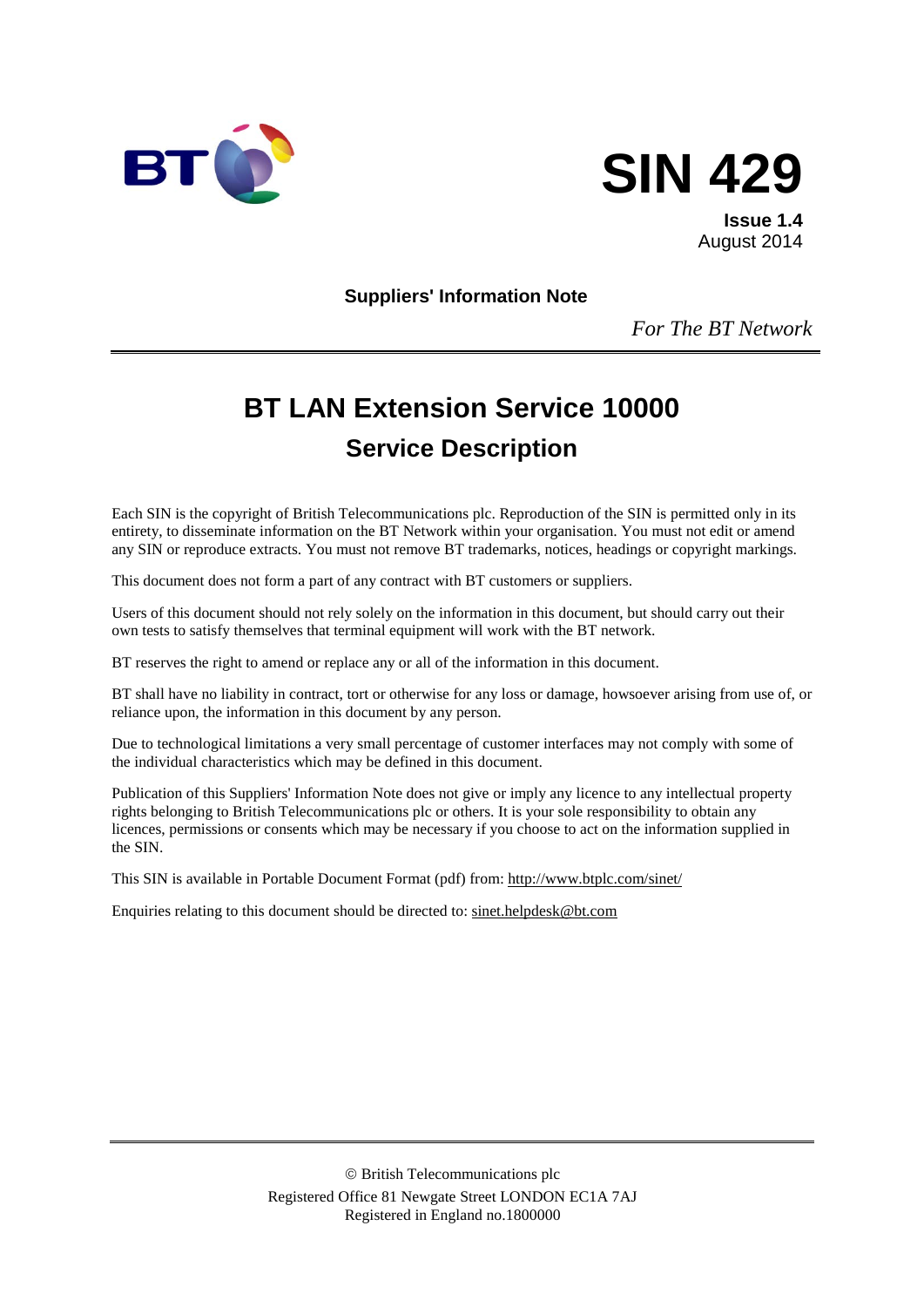# SIN 429

**Issue 1.4**
August 2014

**Suppliers' Information Note**

*For The BT Network*

# BT LAN Extension Service 10000

## Service Description

Each SIN is the copyright of British Telecommunications plc. Reproduction of the SIN is permitted only in its entirety, to disseminate information on the BT Network within your organisation. You must not edit or amend any SIN or reproduce extracts. You must not remove BT trademarks, notices, headings or copyright markings.

This document does not form a part of any contract with BT customers or suppliers.

Users of this document should not rely solely on the information in this document, but should carry out their own tests to satisfy themselves that terminal equipment will work with the BT network.

BT reserves the right to amend or replace any or all of the information in this document.

BT shall have no liability in contract, tort or otherwise for any loss or damage, howsoever arising from use of, or reliance upon, the information in this document by any person.

Due to technological limitations a very small percentage of customer interfaces may not comply with some of the individual characteristics which may be defined in this document.

Publication of this Suppliers' Information Note does not give or imply any licence to any intellectual property rights belonging to British Telecommunications plc or others. It is your sole responsibility to obtain any licences, permissions or consents which may be necessary if you choose to act on the information supplied in the SIN.

This SIN is available in Portable Document Format (pdf) from: http://www.btplc.com/sinet/

Enquiries relating to this document should be directed to: sinet.helpdesk@bt.com

© British Telecommunications plc
Registered Office 81 Newgate Street LONDON EC1A 7AJ
Registered in England no.1800000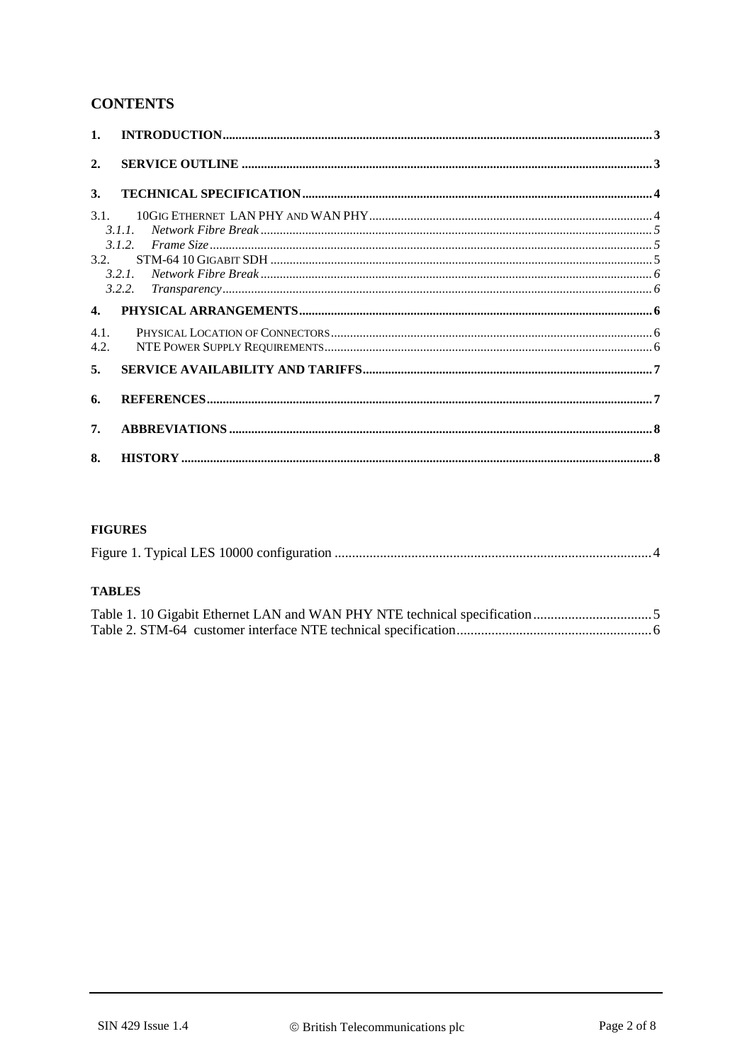## CONTENTS

1. INTRODUCTION ..... 3
2. SERVICE OUTLINE ..... 3
3. TECHNICAL SPECIFICATION ..... 4
   - 3.1. 10GIG ETHERNET LAN PHY AND WAN PHY ..... 4
     - *3.1.1. Network Fibre Break* ..... 5
     - *3.1.2. Frame Size* ..... 5
   - 3.2. STM-64 10 GIGABIT SDH ..... 5
     - *3.2.1. Network Fibre Break* ..... 6
     - *3.2.2. Transparency* ..... 6
4. PHYSICAL ARRANGEMENTS ..... 6
   - 4.1. PHYSICAL LOCATION OF CONNECTORS ..... 6
   - 4.2. NTE POWER SUPPLY REQUIREMENTS ..... 6
5. SERVICE AVAILABILITY AND TARIFFS ..... 7
6. REFERENCES ..... 7
7. ABBREVIATIONS ..... 8
8. HISTORY ..... 8

### FIGURES

Figure 1. Typical LES 10000 configuration ..... 4

### TABLES

Table 1. 10 Gigabit Ethernet LAN and WAN PHY NTE technical specification ..... 5
Table 2. STM-64 customer interface NTE technical specification ..... 6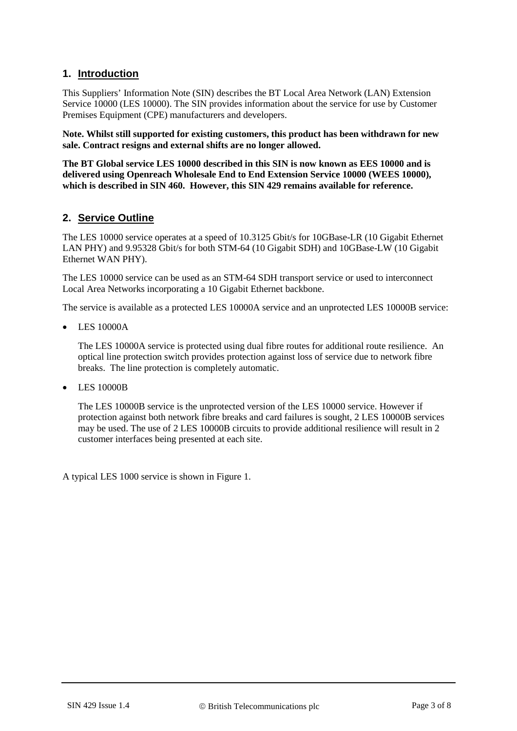## 1. Introduction

This Suppliers' Information Note (SIN) describes the BT Local Area Network (LAN) Extension Service 10000 (LES 10000). The SIN provides information about the service for use by Customer Premises Equipment (CPE) manufacturers and developers.

**Note. Whilst still supported for existing customers, this product has been withdrawn for new sale. Contract resigns and external shifts are no longer allowed.**

**The BT Global service LES 10000 described in this SIN is now known as EES 10000 and is delivered using Openreach Wholesale End to End Extension Service 10000 (WEES 10000), which is described in SIN 460. However, this SIN 429 remains available for reference.**

## 2. Service Outline

The LES 10000 service operates at a speed of 10.3125 Gbit/s for 10GBase-LR (10 Gigabit Ethernet LAN PHY) and 9.95328 Gbit/s for both STM-64 (10 Gigabit SDH) and 10GBase-LW (10 Gigabit Ethernet WAN PHY).

The LES 10000 service can be used as an STM-64 SDH transport service or used to interconnect Local Area Networks incorporating a 10 Gigabit Ethernet backbone.

The service is available as a protected LES 10000A service and an unprotected LES 10000B service:

- LES 10000A

  The LES 10000A service is protected using dual fibre routes for additional route resilience. An optical line protection switch provides protection against loss of service due to network fibre breaks. The line protection is completely automatic.

- LES 10000B

  The LES 10000B service is the unprotected version of the LES 10000 service. However if protection against both network fibre breaks and card failures is sought, 2 LES 10000B services may be used. The use of 2 LES 10000B circuits to provide additional resilience will result in 2 customer interfaces being presented at each site.

A typical LES 1000 service is shown in Figure 1.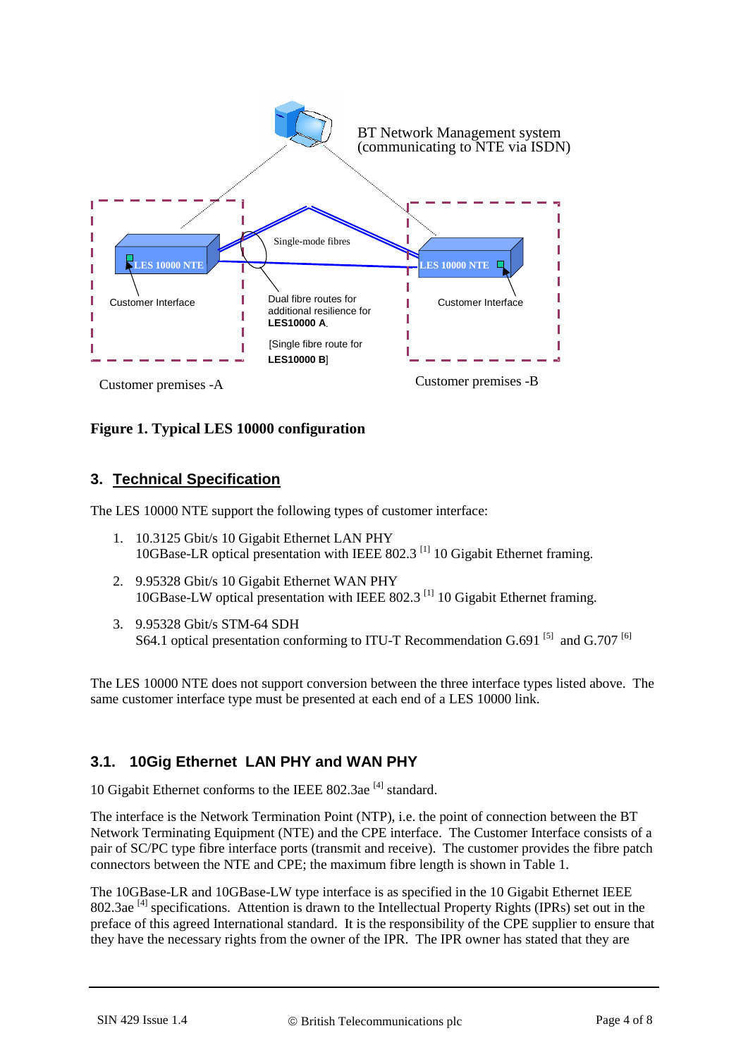**Figure 1. Typical LES 10000 configuration**

## 3. Technical Specification

The LES 10000 NTE support the following types of customer interface:

1. 10.3125 Gbit/s 10 Gigabit Ethernet LAN PHY
   10GBase-LR optical presentation with IEEE 802.3 [1] 10 Gigabit Ethernet framing.

2. 9.95328 Gbit/s 10 Gigabit Ethernet WAN PHY
   10GBase-LW optical presentation with IEEE 802.3 [1] 10 Gigabit Ethernet framing.

3. 9.95328 Gbit/s STM-64 SDH
   S64.1 optical presentation conforming to ITU-T Recommendation G.691 [5] and G.707 [6]

The LES 10000 NTE does not support conversion between the three interface types listed above. The same customer interface type must be presented at each end of a LES 10000 link.

### 3.1. 10Gig Ethernet LAN PHY and WAN PHY

10 Gigabit Ethernet conforms to the IEEE 802.3ae [4] standard.

The interface is the Network Termination Point (NTP), i.e. the point of connection between the BT Network Terminating Equipment (NTE) and the CPE interface. The Customer Interface consists of a pair of SC/PC type fibre interface ports (transmit and receive). The customer provides the fibre patch connectors between the NTE and CPE; the maximum fibre length is shown in Table 1.

The 10GBase-LR and 10GBase-LW type interface is as specified in the 10 Gigabit Ethernet IEEE 802.3ae [4] specifications. Attention is drawn to the Intellectual Property Rights (IPRs) set out in the preface of this agreed International standard. It is the responsibility of the CPE supplier to ensure that they have the necessary rights from the owner of the IPR. The IPR owner has stated that they are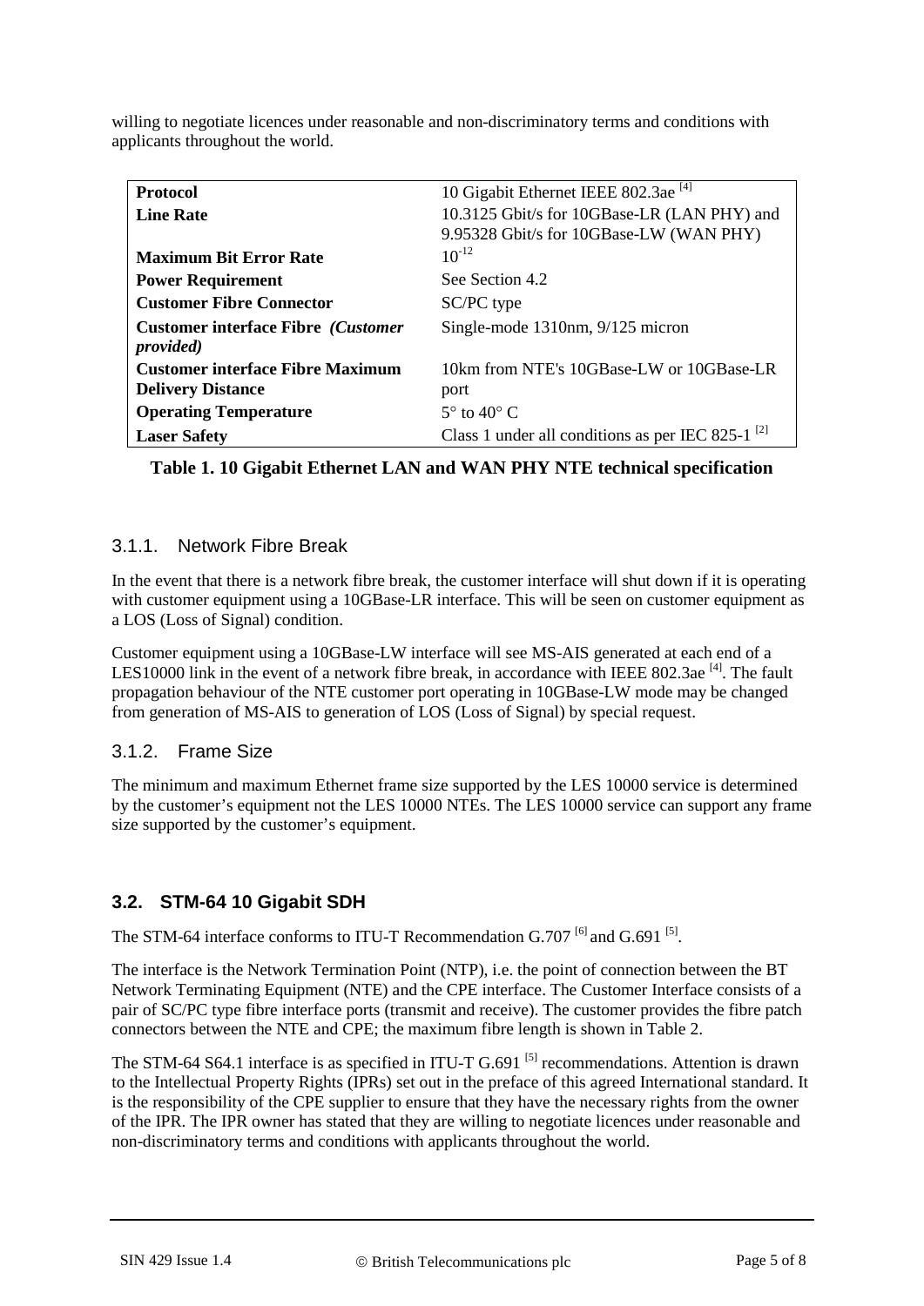willing to negotiate licences under reasonable and non-discriminatory terms and conditions with applicants throughout the world.

| | |
|---|---|
| **Protocol** | 10 Gigabit Ethernet IEEE 802.3ae [4] |
| **Line Rate** | 10.3125 Gbit/s for 10GBase-LR (LAN PHY) and 9.95328 Gbit/s for 10GBase-LW (WAN PHY) |
| **Maximum Bit Error Rate** | $10^{-12}$ |
| **Power Requirement** | See Section 4.2 |
| **Customer Fibre Connector** | SC/PC type |
| **Customer interface Fibre *(Customer provided)*** | Single-mode 1310nm, 9/125 micron |
| **Customer interface Fibre Maximum Delivery Distance** | 10km from NTE's 10GBase-LW or 10GBase-LR port |
| **Operating Temperature** | 5° to 40° C |
| **Laser Safety** | Class 1 under all conditions as per IEC 825-1 [2] |

**Table 1. 10 Gigabit Ethernet LAN and WAN PHY NTE technical specification**

### 3.1.1. Network Fibre Break

In the event that there is a network fibre break, the customer interface will shut down if it is operating with customer equipment using a 10GBase-LR interface. This will be seen on customer equipment as a LOS (Loss of Signal) condition.

Customer equipment using a 10GBase-LW interface will see MS-AIS generated at each end of a LES10000 link in the event of a network fibre break, in accordance with IEEE 802.3ae [4]. The fault propagation behaviour of the NTE customer port operating in 10GBase-LW mode may be changed from generation of MS-AIS to generation of LOS (Loss of Signal) by special request.

### 3.1.2. Frame Size

The minimum and maximum Ethernet frame size supported by the LES 10000 service is determined by the customer's equipment not the LES 10000 NTEs. The LES 10000 service can support any frame size supported by the customer's equipment.

## 3.2. STM-64 10 Gigabit SDH

The STM-64 interface conforms to ITU-T Recommendation G.707 [6] and G.691 [5].

The interface is the Network Termination Point (NTP), i.e. the point of connection between the BT Network Terminating Equipment (NTE) and the CPE interface. The Customer Interface consists of a pair of SC/PC type fibre interface ports (transmit and receive). The customer provides the fibre patch connectors between the NTE and CPE; the maximum fibre length is shown in Table 2.

The STM-64 S64.1 interface is as specified in ITU-T G.691 [5] recommendations. Attention is drawn to the Intellectual Property Rights (IPRs) set out in the preface of this agreed International standard. It is the responsibility of the CPE supplier to ensure that they have the necessary rights from the owner of the IPR. The IPR owner has stated that they are willing to negotiate licences under reasonable and non-discriminatory terms and conditions with applicants throughout the world.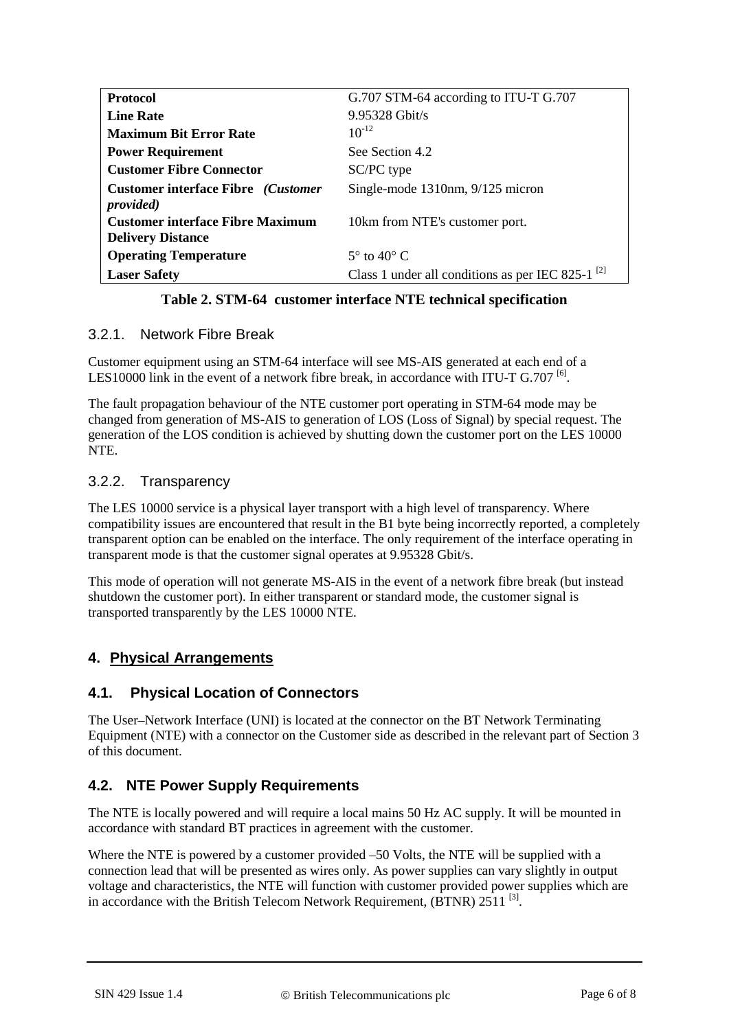| Protocol | G.707 STM-64 according to ITU-T G.707 |
|---|---|
| **Line Rate** | 9.95328 Gbit/s |
| **Maximum Bit Error Rate** | $10^{-12}$ |
| **Power Requirement** | See Section 4.2 |
| **Customer Fibre Connector** | SC/PC type |
| **Customer interface Fibre** *(Customer provided)* | Single-mode 1310nm, 9/125 micron |
| **Customer interface Fibre Maximum Delivery Distance** | 10km from NTE's customer port. |
| **Operating Temperature** | 5° to 40° C |
| **Laser Safety** | Class 1 under all conditions as per IEC 825-1 [2] |

**Table 2. STM-64 customer interface NTE technical specification**

### 3.2.1. Network Fibre Break

Customer equipment using an STM-64 interface will see MS-AIS generated at each end of a LES10000 link in the event of a network fibre break, in accordance with ITU-T G.707 [6].

The fault propagation behaviour of the NTE customer port operating in STM-64 mode may be changed from generation of MS-AIS to generation of LOS (Loss of Signal) by special request. The generation of the LOS condition is achieved by shutting down the customer port on the LES 10000 NTE.

### 3.2.2. Transparency

The LES 10000 service is a physical layer transport with a high level of transparency. Where compatibility issues are encountered that result in the B1 byte being incorrectly reported, a completely transparent option can be enabled on the interface. The only requirement of the interface operating in transparent mode is that the customer signal operates at 9.95328 Gbit/s.

This mode of operation will not generate MS-AIS in the event of a network fibre break (but instead shutdown the customer port). In either transparent or standard mode, the customer signal is transported transparently by the LES 10000 NTE.

## 4. Physical Arrangements

### 4.1. Physical Location of Connectors

The User–Network Interface (UNI) is located at the connector on the BT Network Terminating Equipment (NTE) with a connector on the Customer side as described in the relevant part of Section 3 of this document.

### 4.2. NTE Power Supply Requirements

The NTE is locally powered and will require a local mains 50 Hz AC supply. It will be mounted in accordance with standard BT practices in agreement with the customer.

Where the NTE is powered by a customer provided –50 Volts, the NTE will be supplied with a connection lead that will be presented as wires only. As power supplies can vary slightly in output voltage and characteristics, the NTE will function with customer provided power supplies which are in accordance with the British Telecom Network Requirement, (BTNR) 2511 [3].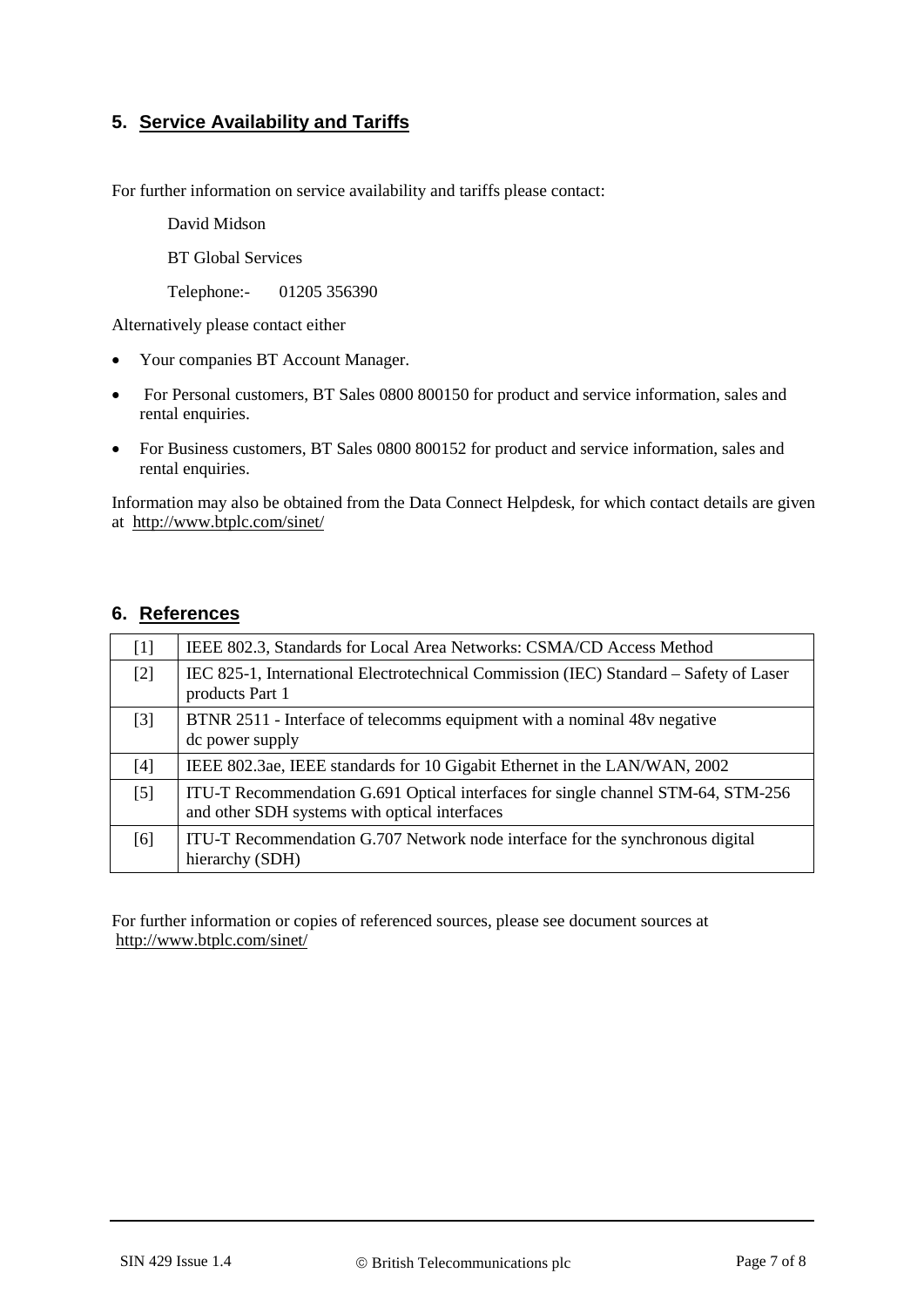## 5. Service Availability and Tariffs

For further information on service availability and tariffs please contact:

David Midson

BT Global Services

Telephone:- 01205 356390

Alternatively please contact either

- Your companies BT Account Manager.
- For Personal customers, BT Sales 0800 800150 for product and service information, sales and rental enquiries.
- For Business customers, BT Sales 0800 800152 for product and service information, sales and rental enquiries.

Information may also be obtained from the Data Connect Helpdesk, for which contact details are given at http://www.btplc.com/sinet/

## 6. References

| | |
|---|---|
| [1] | IEEE 802.3, Standards for Local Area Networks: CSMA/CD Access Method |
| [2] | IEC 825-1, International Electrotechnical Commission (IEC) Standard – Safety of Laser products Part 1 |
| [3] | BTNR 2511 - Interface of telecomms equipment with a nominal 48v negative dc power supply |
| [4] | IEEE 802.3ae, IEEE standards for 10 Gigabit Ethernet in the LAN/WAN, 2002 |
| [5] | ITU-T Recommendation G.691 Optical interfaces for single channel STM-64, STM-256 and other SDH systems with optical interfaces |
| [6] | ITU-T Recommendation G.707 Network node interface for the synchronous digital hierarchy (SDH) |

For further information or copies of referenced sources, please see document sources at http://www.btplc.com/sinet/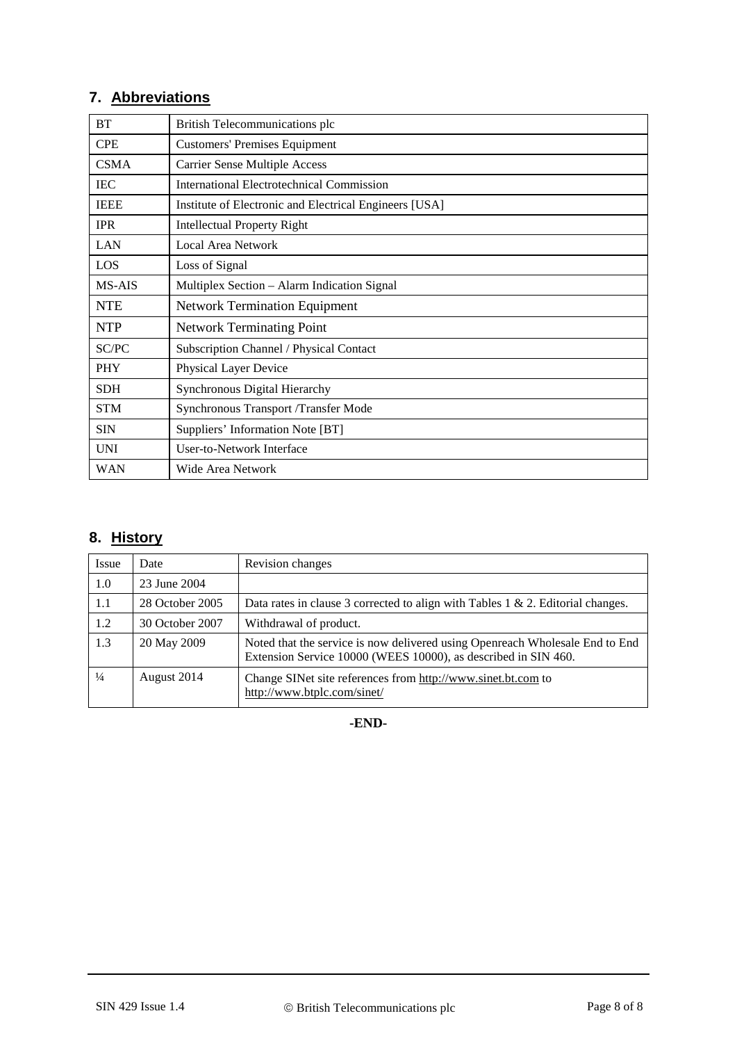## 7. Abbreviations

| | |
|---|---|
| BT | British Telecommunications plc |
| CPE | Customers' Premises Equipment |
| CSMA | Carrier Sense Multiple Access |
| IEC | International Electrotechnical Commission |
| IEEE | Institute of Electronic and Electrical Engineers [USA] |
| IPR | Intellectual Property Right |
| LAN | Local Area Network |
| LOS | Loss of Signal |
| MS-AIS | Multiplex Section – Alarm Indication Signal |
| NTE | Network Termination Equipment |
| NTP | Network Terminating Point |
| SC/PC | Subscription Channel / Physical Contact |
| PHY | Physical Layer Device |
| SDH | Synchronous Digital Hierarchy |
| STM | Synchronous Transport /Transfer Mode |
| SIN | Suppliers' Information Note [BT] |
| UNI | User-to-Network Interface |
| WAN | Wide Area Network |

## 8. History

| Issue | Date | Revision changes |
|---|---|---|
| 1.0 | 23 June 2004 | |
| 1.1 | 28 October 2005 | Data rates in clause 3 corrected to align with Tables 1 & 2. Editorial changes. |
| 1.2 | 30 October 2007 | Withdrawal of product. |
| 1.3 | 20 May 2009 | Noted that the service is now delivered using Openreach Wholesale End to End Extension Service 10000 (WEES 10000), as described in SIN 460. |
| ¼ | August 2014 | Change SINet site references from http://www.sinet.bt.com to http://www.btplc.com/sinet/ |

**-END-**